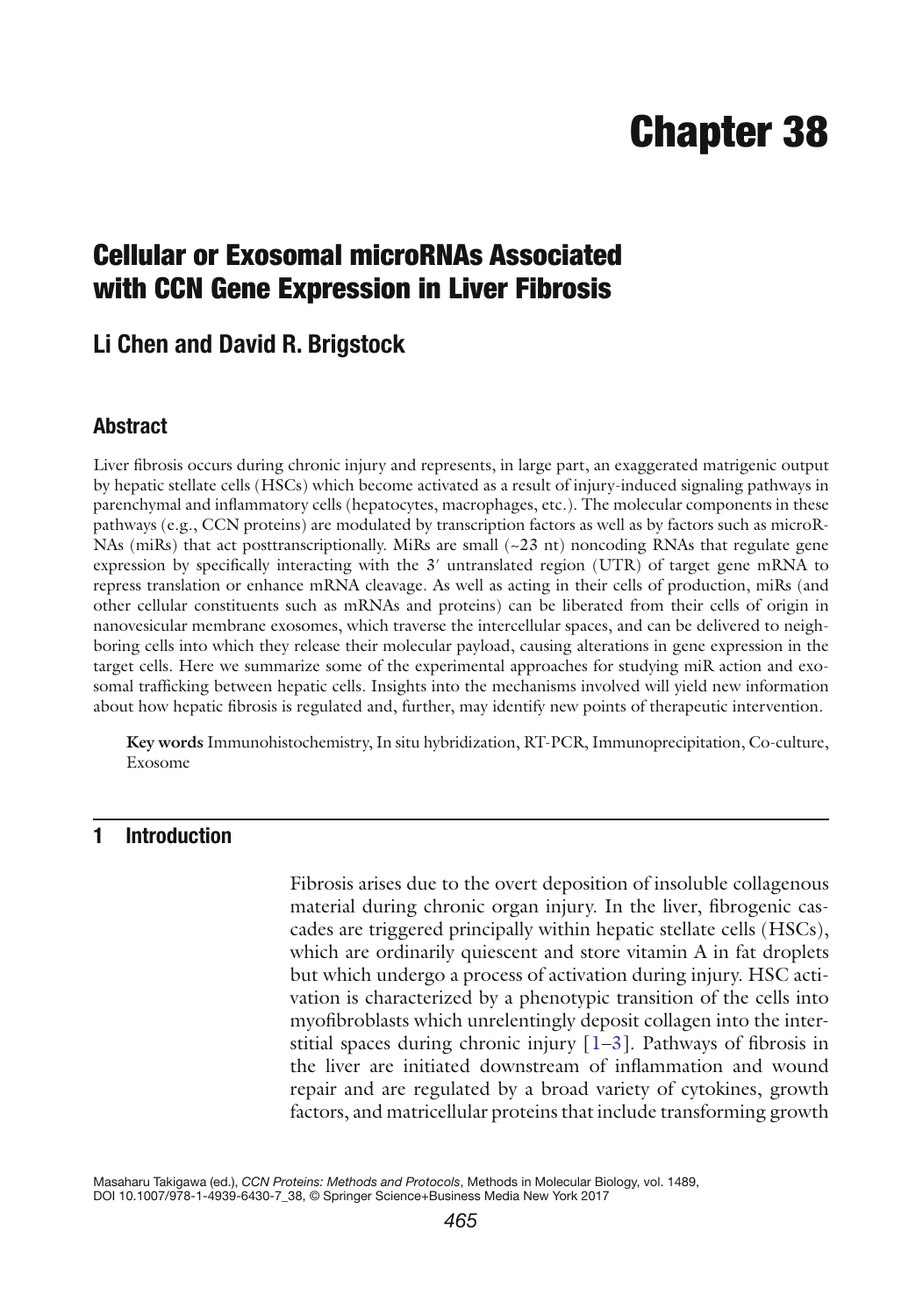# Chapter 38

## Cellular or Exosomal microRNAs Associated with CCN Gene Expression in Liver Fibrosis

### Li Chen and David R. Brigstock

### Abstract

Liver fibrosis occurs during chronic injury and represents, in large part, an exaggerated matrigenic output by hepatic stellate cells (HSCs) which become activated as a result of injury-induced signaling pathways in parenchymal and inflammatory cells (hepatocytes, macrophages, etc.). The molecular components in these pathways (e.g., CCN proteins) are modulated by transcription factors as well as by factors such as microRNAs (miRs) that act posttranscriptionally. MiRs are small (~23 nt) noncoding RNAs that regulate gene expression by specifically interacting with the 3′ untranslated region (UTR) of target gene mRNA to repress translation or enhance mRNA cleavage. As well as acting in their cells of production, miRs (and other cellular constituents such as mRNAs and proteins) can be liberated from their cells of origin in nanovesicular membrane exosomes, which traverse the intercellular spaces, and can be delivered to neighboring cells into which they release their molecular payload, causing alterations in gene expression in the target cells. Here we summarize some of the experimental approaches for studying miR action and exosomal trafficking between hepatic cells. Insights into the mechanisms involved will yield new information about how hepatic fibrosis is regulated and, further, may identify new points of therapeutic intervention.

**Key words** Immunohistochemistry, In situ hybridization, RT-PCR, Immunoprecipitation, Co-culture, Exosome

## 1 Introduction

Fibrosis arises due to the overt deposition of insoluble collagenous material during chronic organ injury. In the liver, fibrogenic cascades are triggered principally within hepatic stellate cells (HSCs), which are ordinarily quiescent and store vitamin A in fat droplets but which undergo a process of activation during injury. HSC activation is characterized by a phenotypic transition of the cells into myofibroblasts which unrelentingly deposit collagen into the interstitial spaces during chronic injury [1–3]. Pathways of fibrosis in the liver are initiated downstream of inflammation and wound repair and are regulated by a broad variety of cytokines, growth factors, and matricellular proteins that include transforming growth

Masaharu Takigawa (ed.), *CCN Proteins: Methods and Protocols*, Methods in Molecular Biology, vol. 1489, DOI 10.1007/978-1-4939-6430-7_38, © Springer Science+Business Media New York 2017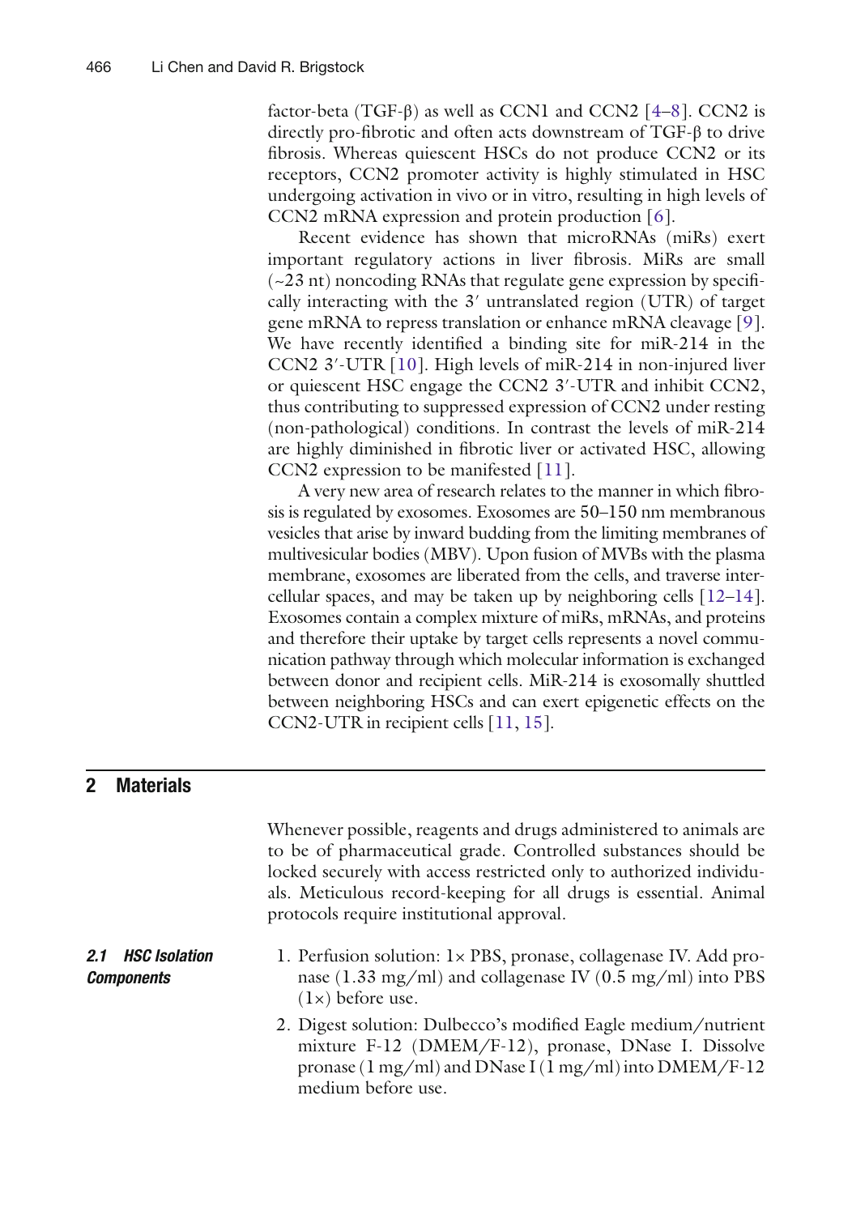factor-beta (TGF-β) as well as CCN1 and CCN2 [4–8]. CCN2 is directly pro-fibrotic and often acts downstream of TGF-β to drive fibrosis. Whereas quiescent HSCs do not produce CCN2 or its receptors, CCN2 promoter activity is highly stimulated in HSC undergoing activation in vivo or in vitro, resulting in high levels of CCN2 mRNA expression and protein production [6].

Recent evidence has shown that microRNAs (miRs) exert important regulatory actions in liver fibrosis. MiRs are small (~23 nt) noncoding RNAs that regulate gene expression by specifically interacting with the 3′ untranslated region (UTR) of target gene mRNA to repress translation or enhance mRNA cleavage [9]. We have recently identified a binding site for miR-214 in the CCN2 3′-UTR [10]. High levels of miR-214 in non-injured liver or quiescent HSC engage the CCN2 3′-UTR and inhibit CCN2, thus contributing to suppressed expression of CCN2 under resting (non-pathological) conditions. In contrast the levels of miR-214 are highly diminished in fibrotic liver or activated HSC, allowing CCN2 expression to be manifested [11].

A very new area of research relates to the manner in which fibrosis is regulated by exosomes. Exosomes are 50–150 nm membranous vesicles that arise by inward budding from the limiting membranes of multivesicular bodies (MBV). Upon fusion of MVBs with the plasma membrane, exosomes are liberated from the cells, and traverse intercellular spaces, and may be taken up by neighboring cells [12–14]. Exosomes contain a complex mixture of miRs, mRNAs, and proteins and therefore their uptake by target cells represents a novel communication pathway through which molecular information is exchanged between donor and recipient cells. MiR-214 is exosomally shuttled between neighboring HSCs and can exert epigenetic effects on the CCN2-UTR in recipient cells [11, 15].

## 2 Materials

Whenever possible, reagents and drugs administered to animals are to be of pharmaceutical grade. Controlled substances should be locked securely with access restricted only to authorized individuals. Meticulous record-keeping for all drugs is essential. Animal protocols require institutional approval.

### 2.1 HSC Isolation Components

1. Perfusion solution: 1× PBS, pronase, collagenase IV. Add pronase (1.33 mg/ml) and collagenase IV (0.5 mg/ml) into PBS (1×) before use.
2. Digest solution: Dulbecco's modified Eagle medium/nutrient mixture F-12 (DMEM/F-12), pronase, DNase I. Dissolve pronase (1 mg/ml) and DNase I (1 mg/ml) into DMEM/F-12 medium before use.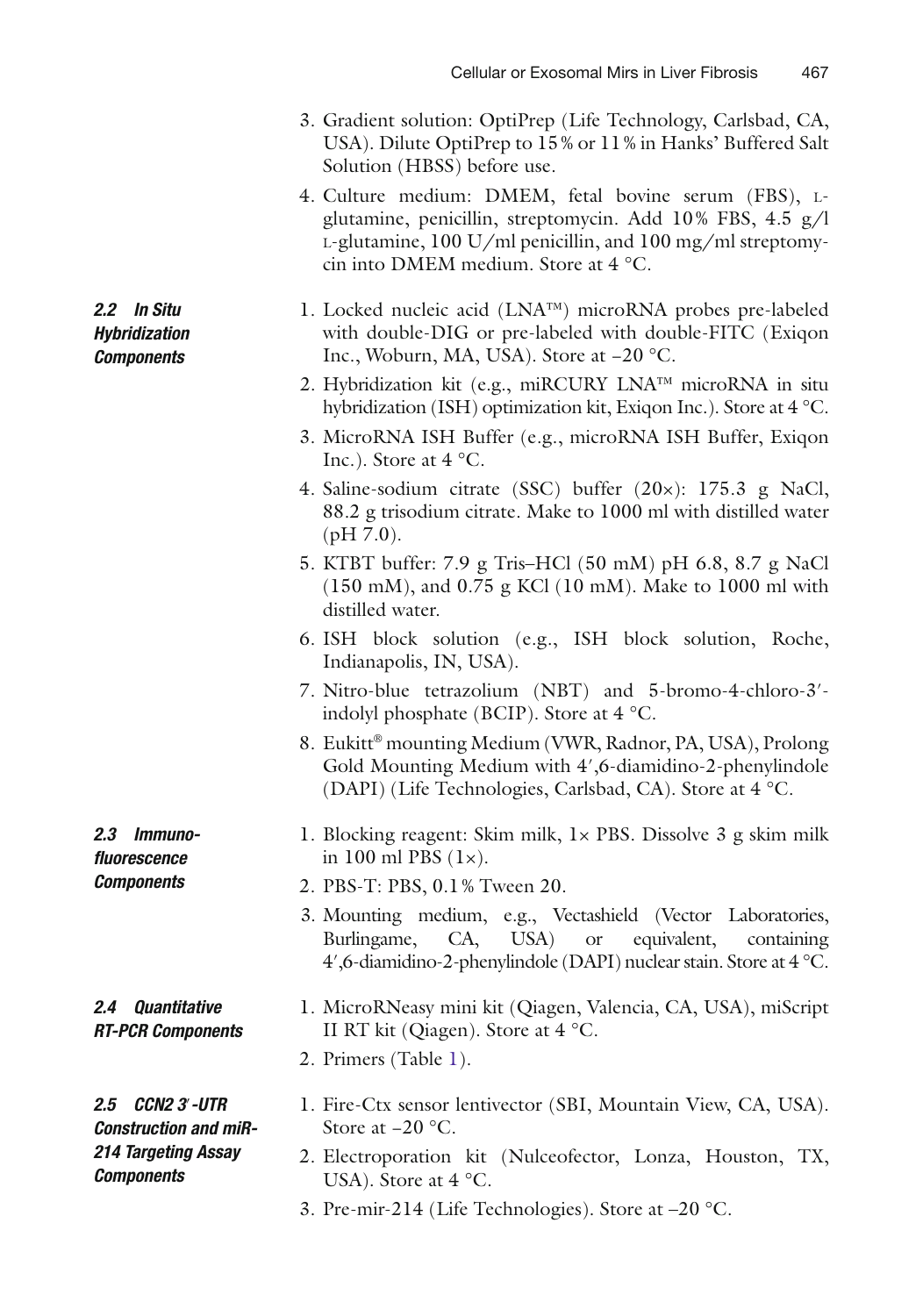3. Gradient solution: OptiPrep (Life Technology, Carlsbad, CA, USA). Dilute OptiPrep to 15% or 11% in Hanks' Buffered Salt Solution (HBSS) before use.
4. Culture medium: DMEM, fetal bovine serum (FBS), L-glutamine, penicillin, streptomycin. Add 10% FBS, 4.5 g/l L-glutamine, 100 U/ml penicillin, and 100 mg/ml streptomycin into DMEM medium. Store at 4 °C.

### 2.2 In Situ Hybridization Components

1. Locked nucleic acid (LNA™) microRNA probes pre-labeled with double-DIG or pre-labeled with double-FITC (Exiqon Inc., Woburn, MA, USA). Store at −20 °C.
2. Hybridization kit (e.g., miRCURY LNA™ microRNA in situ hybridization (ISH) optimization kit, Exiqon Inc.). Store at 4 °C.
3. MicroRNA ISH Buffer (e.g., microRNA ISH Buffer, Exiqon Inc.). Store at 4 °C.
4. Saline-sodium citrate (SSC) buffer (20×): 175.3 g NaCl, 88.2 g trisodium citrate. Make to 1000 ml with distilled water (pH 7.0).
5. KTBT buffer: 7.9 g Tris–HCl (50 mM) pH 6.8, 8.7 g NaCl (150 mM), and 0.75 g KCl (10 mM). Make to 1000 ml with distilled water.
6. ISH block solution (e.g., ISH block solution, Roche, Indianapolis, IN, USA).
7. Nitro-blue tetrazolium (NBT) and 5-bromo-4-chloro-3′-indolyl phosphate (BCIP). Store at 4 °C.
8. Eukitt® mounting Medium (VWR, Radnor, PA, USA), Prolong Gold Mounting Medium with 4′,6-diamidino-2-phenylindole (DAPI) (Life Technologies, Carlsbad, CA). Store at 4 °C.

### 2.3 Immunofluorescence Components

1. Blocking reagent: Skim milk, 1× PBS. Dissolve 3 g skim milk in 100 ml PBS (1×).
2. PBS-T: PBS, 0.1% Tween 20.
3. Mounting medium, e.g., Vectashield (Vector Laboratories, Burlingame, CA, USA) or equivalent, containing 4′,6-diamidino-2-phenylindole (DAPI) nuclear stain. Store at 4 °C.

### 2.4 Quantitative RT-PCR Components

1. MicroRNeasy mini kit (Qiagen, Valencia, CA, USA), miScript II RT kit (Qiagen). Store at 4 °C.
2. Primers (Table 1).

### 2.5 CCN2 3′-UTR Construction and miR-214 Targeting Assay Components

1. Fire-Ctx sensor lentivector (SBI, Mountain View, CA, USA). Store at −20 °C.
2. Electroporation kit (Nulceofector, Lonza, Houston, TX, USA). Store at 4 °C.
3. Pre-mir-214 (Life Technologies). Store at −20 °C.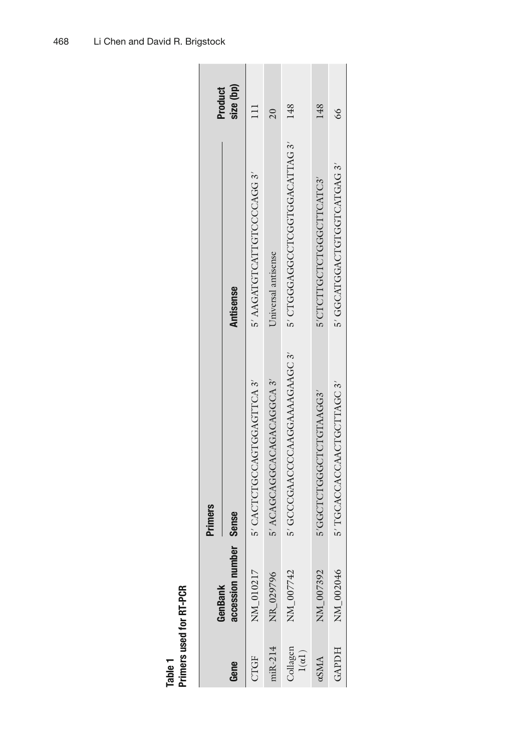**Table 1**
**Primers used for RT-PCR**

| Gene | GenBank accession number | Primers | | Product size (bp) |
|---|---|---|---|---|
| | | Sense | Antisense | |
| CTGF | NM_010217 | 5′ CACTCTGCCAGTGGAGTTCA 3′ | 5′ AAGATGTCATTGTCCCCAGG 3′ | 111 |
| miR-214 | NR_029796 | 5′ ACAGCAGGCACAGACAGGCA 3′ | Universal antisense | 20 |
| Collagen 1(α1) | NM_007742 | 5′ GCCCGAACCCCAAGGAAAAGAAGC 3′ | 5′ CTGGGAGGCCTCGGTGGACATTAG 3′ | 148 |
| αSMA | NM_007392 | 5′GGCTCTGGGCTCTGTAAGG3′ | 5′CTCTTGCTCTGGGCTTCATC3′ | 148 |
| GAPDH | NM_002046 | 5′ TGCACCACCAACTGCTTAGC 3′ | 5′ GGCATGGACTGTGGTCATGAG 3′ | 66 |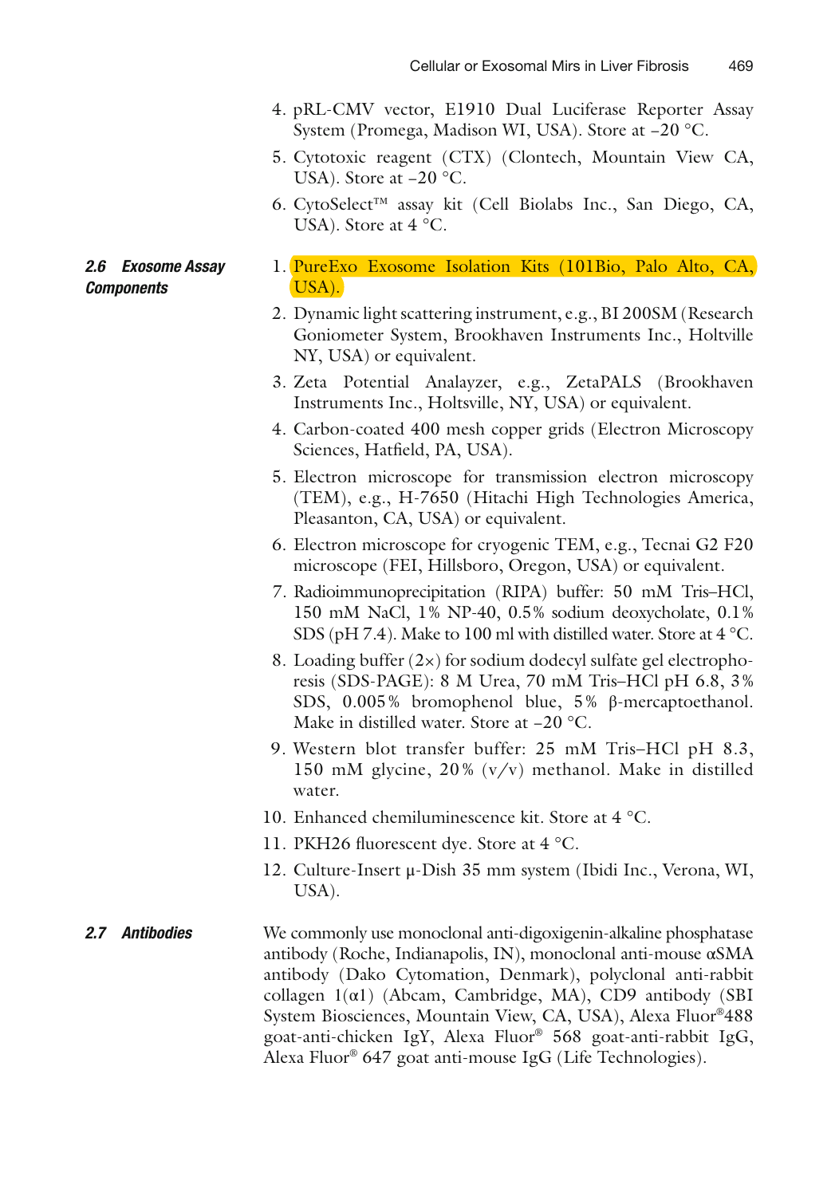4. pRL-CMV vector, E1910 Dual Luciferase Reporter Assay System (Promega, Madison WI, USA). Store at −20 °C.
5. Cytotoxic reagent (CTX) (Clontech, Mountain View CA, USA). Store at −20 °C.
6. CytoSelect™ assay kit (Cell Biolabs Inc., San Diego, CA, USA). Store at 4 °C.

### 2.6 Exosome Assay Components

1. PureExo Exosome Isolation Kits (101Bio, Palo Alto, CA, USA).
2. Dynamic light scattering instrument, e.g., BI 200SM (Research Goniometer System, Brookhaven Instruments Inc., Holtville NY, USA) or equivalent.
3. Zeta Potential Analyzer, e.g., ZetaPALS (Brookhaven Instruments Inc., Holtsville, NY, USA) or equivalent.
4. Carbon-coated 400 mesh copper grids (Electron Microscopy Sciences, Hatfield, PA, USA).
5. Electron microscope for transmission electron microscopy (TEM), e.g., H-7650 (Hitachi High Technologies America, Pleasanton, CA, USA) or equivalent.
6. Electron microscope for cryogenic TEM, e.g., Tecnai G2 F20 microscope (FEI, Hillsboro, Oregon, USA) or equivalent.
7. Radioimmunoprecipitation (RIPA) buffer: 50 mM Tris–HCl, 150 mM NaCl, 1% NP-40, 0.5% sodium deoxycholate, 0.1% SDS (pH 7.4). Make to 100 ml with distilled water. Store at 4 °C.
8. Loading buffer (2×) for sodium dodecyl sulfate gel electrophoresis (SDS-PAGE): 8 M Urea, 70 mM Tris–HCl pH 6.8, 3% SDS, 0.005% bromophenol blue, 5% β-mercaptoethanol. Make in distilled water. Store at −20 °C.
9. Western blot transfer buffer: 25 mM Tris–HCl pH 8.3, 150 mM glycine, 20% (v/v) methanol. Make in distilled water.
10. Enhanced chemiluminescence kit. Store at 4 °C.
11. PKH26 fluorescent dye. Store at 4 °C.
12. Culture-Insert µ-Dish 35 mm system (Ibidi Inc., Verona, WI, USA).

### 2.7 Antibodies

We commonly use monoclonal anti-digoxigenin-alkaline phosphatase antibody (Roche, Indianapolis, IN), monoclonal anti-mouse αSMA antibody (Dako Cytomation, Denmark), polyclonal anti-rabbit collagen 1(α1) (Abcam, Cambridge, MA), CD9 antibody (SBI System Biosciences, Mountain View, CA, USA), Alexa Fluor®488 goat-anti-chicken IgY, Alexa Fluor® 568 goat-anti-rabbit IgG, Alexa Fluor® 647 goat anti-mouse IgG (Life Technologies).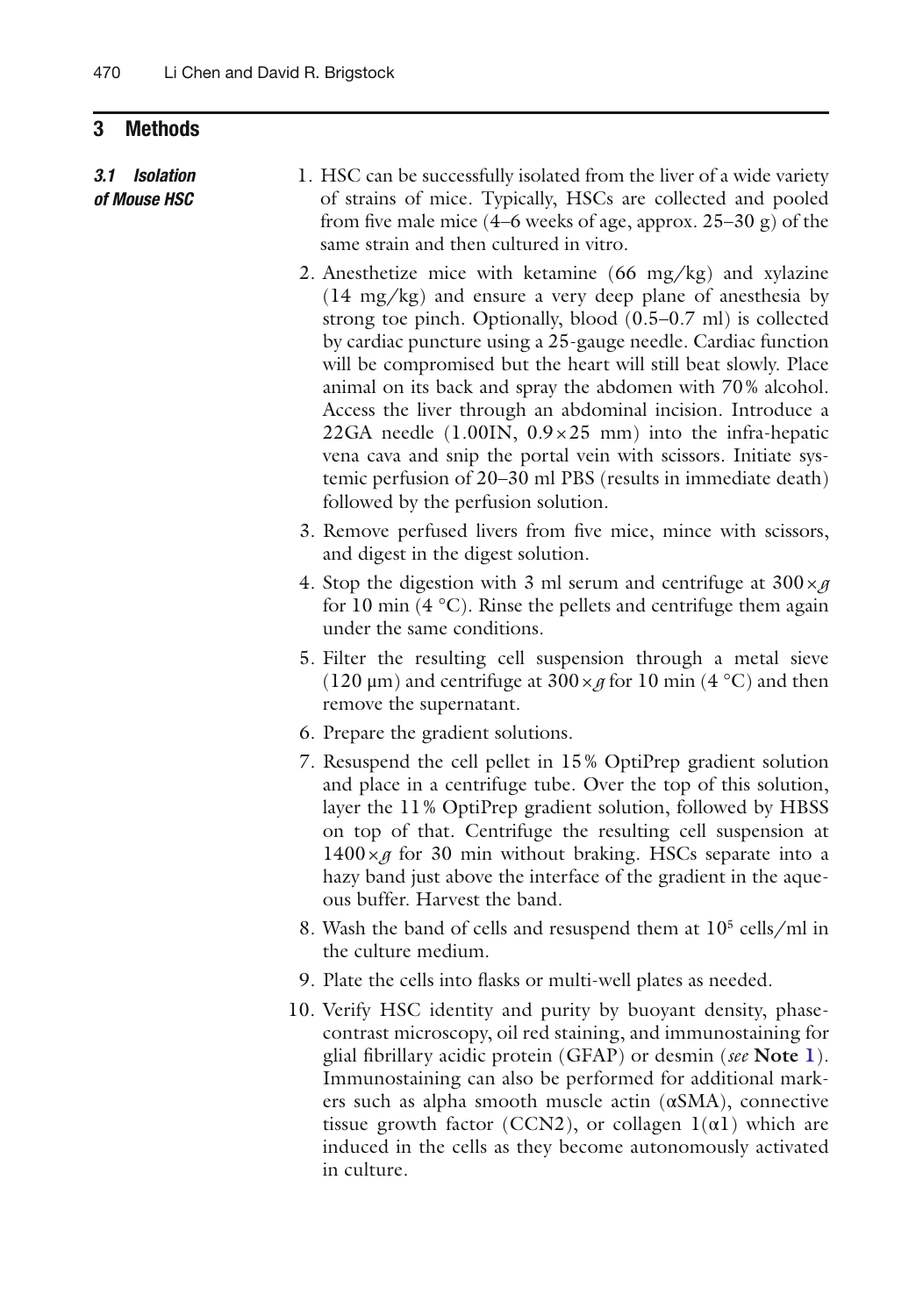## 3 Methods

### 3.1 Isolation of Mouse HSC

1. HSC can be successfully isolated from the liver of a wide variety of strains of mice. Typically, HSCs are collected and pooled from five male mice (4–6 weeks of age, approx. 25–30 g) of the same strain and then cultured in vitro.
2. Anesthetize mice with ketamine (66 mg/kg) and xylazine (14 mg/kg) and ensure a very deep plane of anesthesia by strong toe pinch. Optionally, blood (0.5–0.7 ml) is collected by cardiac puncture using a 25-gauge needle. Cardiac function will be compromised but the heart will still beat slowly. Place animal on its back and spray the abdomen with 70% alcohol. Access the liver through an abdominal incision. Introduce a 22GA needle (1.00IN, 0.9 × 25 mm) into the infra-hepatic vena cava and snip the portal vein with scissors. Initiate systemic perfusion of 20–30 ml PBS (results in immediate death) followed by the perfusion solution.
3. Remove perfused livers from five mice, mince with scissors, and digest in the digest solution.
4. Stop the digestion with 3 ml serum and centrifuge at 300 × *g* for 10 min (4 °C). Rinse the pellets and centrifuge them again under the same conditions.
5. Filter the resulting cell suspension through a metal sieve (120 μm) and centrifuge at 300 × *g* for 10 min (4 °C) and then remove the supernatant.
6. Prepare the gradient solutions.
7. Resuspend the cell pellet in 15% OptiPrep gradient solution and place in a centrifuge tube. Over the top of this solution, layer the 11% OptiPrep gradient solution, followed by HBSS on top of that. Centrifuge the resulting cell suspension at 1400 × *g* for 30 min without braking. HSCs separate into a hazy band just above the interface of the gradient in the aqueous buffer. Harvest the band.
8. Wash the band of cells and resuspend them at $10^5$ cells/ml in the culture medium.
9. Plate the cells into flasks or multi-well plates as needed.
10. Verify HSC identity and purity by buoyant density, phase-contrast microscopy, oil red staining, and immunostaining for glial fibrillary acidic protein (GFAP) or desmin (*see* **Note 1**). Immunostaining can also be performed for additional markers such as alpha smooth muscle actin (αSMA), connective tissue growth factor (CCN2), or collagen 1(α1) which are induced in the cells as they become autonomously activated in culture.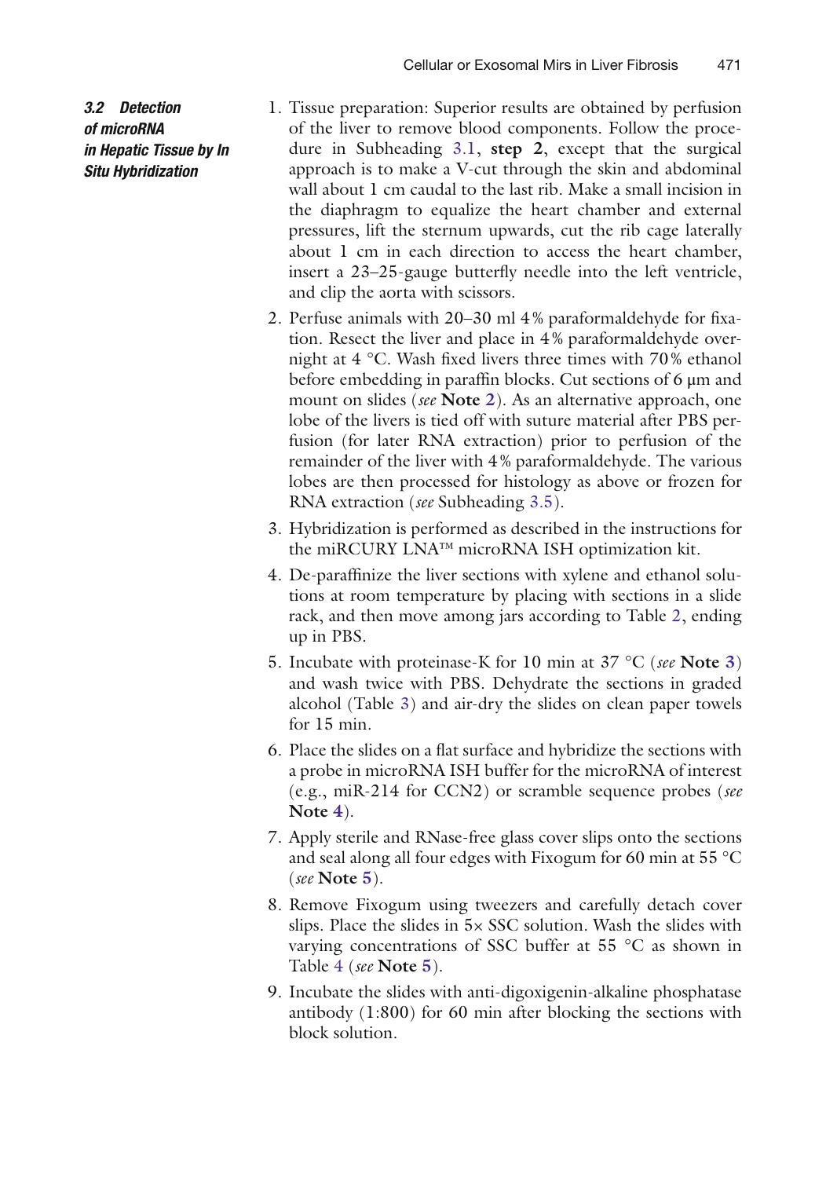### 3.2 Detection of microRNA in Hepatic Tissue by In Situ Hybridization

1. Tissue preparation: Superior results are obtained by perfusion of the liver to remove blood components. Follow the procedure in Subheading 3.1, **step 2**, except that the surgical approach is to make a V-cut through the skin and abdominal wall about 1 cm caudal to the last rib. Make a small incision in the diaphragm to equalize the heart chamber and external pressures, lift the sternum upwards, cut the rib cage laterally about 1 cm in each direction to access the heart chamber, insert a 23–25-gauge butterfly needle into the left ventricle, and clip the aorta with scissors.
2. Perfuse animals with 20–30 ml 4% paraformaldehyde for fixation. Resect the liver and place in 4% paraformaldehyde overnight at 4 °C. Wash fixed livers three times with 70% ethanol before embedding in paraffin blocks. Cut sections of 6 μm and mount on slides (*see* **Note 2**). As an alternative approach, one lobe of the livers is tied off with suture material after PBS perfusion (for later RNA extraction) prior to perfusion of the remainder of the liver with 4% paraformaldehyde. The various lobes are then processed for histology as above or frozen for RNA extraction (*see* Subheading 3.5).
3. Hybridization is performed as described in the instructions for the miRCURY LNA™ microRNA ISH optimization kit.
4. De-paraffinize the liver sections with xylene and ethanol solutions at room temperature by placing with sections in a slide rack, and then move among jars according to Table 2, ending up in PBS.
5. Incubate with proteinase-K for 10 min at 37 °C (*see* **Note 3**) and wash twice with PBS. Dehydrate the sections in graded alcohol (Table 3) and air-dry the slides on clean paper towels for 15 min.
6. Place the slides on a flat surface and hybridize the sections with a probe in microRNA ISH buffer for the microRNA of interest (e.g., miR-214 for CCN2) or scramble sequence probes (*see* **Note 4**).
7. Apply sterile and RNase-free glass cover slips onto the sections and seal along all four edges with Fixogum for 60 min at 55 °C (*see* **Note 5**).
8. Remove Fixogum using tweezers and carefully detach cover slips. Place the slides in 5× SSC solution. Wash the slides with varying concentrations of SSC buffer at 55 °C as shown in Table 4 (*see* **Note 5**).
9. Incubate the slides with anti-digoxigenin-alkaline phosphatase antibody (1:800) for 60 min after blocking the sections with block solution.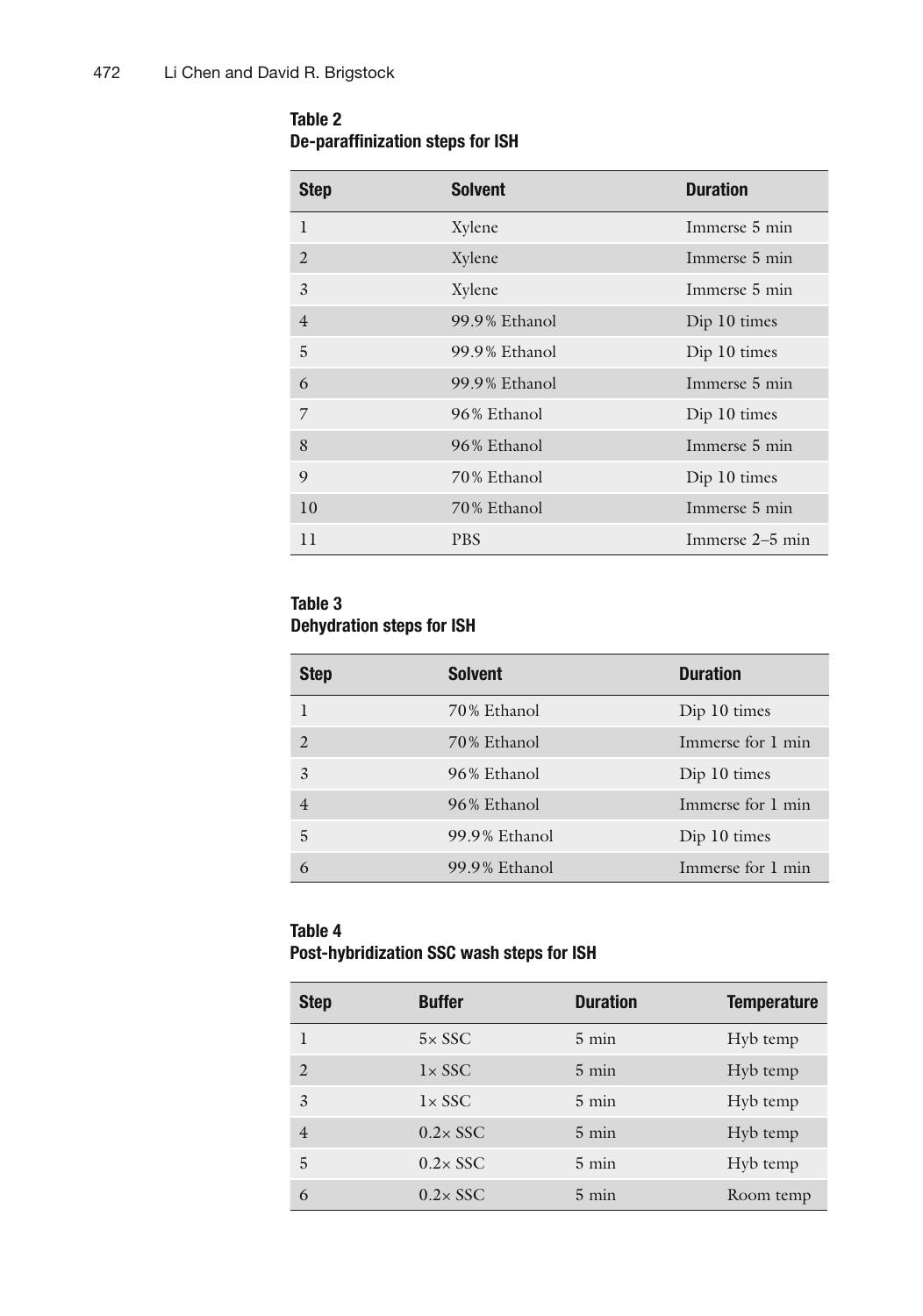**Table 2**
**De-paraffinization steps for ISH**

| Step | Solvent | Duration |
|---|---|---|
| 1 | Xylene | Immerse 5 min |
| 2 | Xylene | Immerse 5 min |
| 3 | Xylene | Immerse 5 min |
| 4 | 99.9% Ethanol | Dip 10 times |
| 5 | 99.9% Ethanol | Dip 10 times |
| 6 | 99.9% Ethanol | Immerse 5 min |
| 7 | 96% Ethanol | Dip 10 times |
| 8 | 96% Ethanol | Immerse 5 min |
| 9 | 70% Ethanol | Dip 10 times |
| 10 | 70% Ethanol | Immerse 5 min |
| 11 | PBS | Immerse 2–5 min |

**Table 3**
**Dehydration steps for ISH**

| Step | Solvent | Duration |
|---|---|---|
| 1 | 70% Ethanol | Dip 10 times |
| 2 | 70% Ethanol | Immerse for 1 min |
| 3 | 96% Ethanol | Dip 10 times |
| 4 | 96% Ethanol | Immerse for 1 min |
| 5 | 99.9% Ethanol | Dip 10 times |
| 6 | 99.9% Ethanol | Immerse for 1 min |

**Table 4**
**Post-hybridization SSC wash steps for ISH**

| Step | Buffer | Duration | Temperature |
|---|---|---|---|
| 1 | 5× SSC | 5 min | Hyb temp |
| 2 | 1× SSC | 5 min | Hyb temp |
| 3 | 1× SSC | 5 min | Hyb temp |
| 4 | 0.2× SSC | 5 min | Hyb temp |
| 5 | 0.2× SSC | 5 min | Hyb temp |
| 6 | 0.2× SSC | 5 min | Room temp |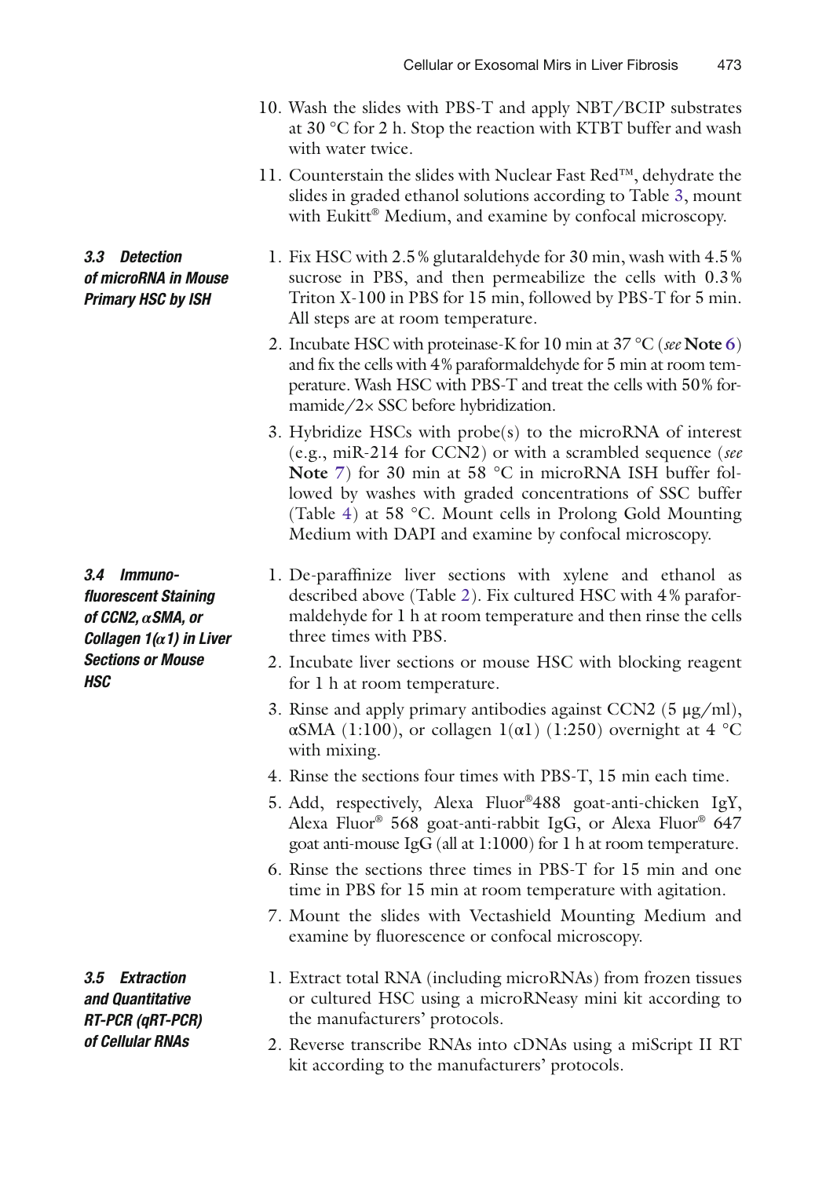10. Wash the slides with PBS-T and apply NBT/BCIP substrates at 30 °C for 2 h. Stop the reaction with KTBT buffer and wash with water twice.
11. Counterstain the slides with Nuclear Fast Red™, dehydrate the slides in graded ethanol solutions according to Table 3, mount with Eukitt® Medium, and examine by confocal microscopy.

### 3.3 Detection of microRNA in Mouse Primary HSC by ISH

1. Fix HSC with 2.5% glutaraldehyde for 30 min, wash with 4.5% sucrose in PBS, and then permeabilize the cells with 0.3% Triton X-100 in PBS for 15 min, followed by PBS-T for 5 min. All steps are at room temperature.
2. Incubate HSC with proteinase-K for 10 min at 37 °C (*see* **Note 6**) and fix the cells with 4% paraformaldehyde for 5 min at room temperature. Wash HSC with PBS-T and treat the cells with 50% formamide/2× SSC before hybridization.
3. Hybridize HSCs with probe(s) to the microRNA of interest (e.g., miR-214 for CCN2) or with a scrambled sequence (*see* **Note 7**) for 30 min at 58 °C in microRNA ISH buffer followed by washes with graded concentrations of SSC buffer (Table 4) at 58 °C. Mount cells in Prolong Gold Mounting Medium with DAPI and examine by confocal microscopy.

### 3.4 Immunofluorescent Staining of CCN2, αSMA, or Collagen 1(α1) in Liver Sections or Mouse HSC

1. De-paraffinize liver sections with xylene and ethanol as described above (Table 2). Fix cultured HSC with 4% paraformaldehyde for 1 h at room temperature and then rinse the cells three times with PBS.
2. Incubate liver sections or mouse HSC with blocking reagent for 1 h at room temperature.
3. Rinse and apply primary antibodies against CCN2 (5 μg/ml), αSMA (1:100), or collagen 1(α1) (1:250) overnight at 4 °C with mixing.
4. Rinse the sections four times with PBS-T, 15 min each time.
5. Add, respectively, Alexa Fluor®488 goat-anti-chicken IgY, Alexa Fluor® 568 goat-anti-rabbit IgG, or Alexa Fluor® 647 goat anti-mouse IgG (all at 1:1000) for 1 h at room temperature.
6. Rinse the sections three times in PBS-T for 15 min and one time in PBS for 15 min at room temperature with agitation.
7. Mount the slides with Vectashield Mounting Medium and examine by fluorescence or confocal microscopy.

### 3.5 Extraction and Quantitative RT-PCR (qRT-PCR) of Cellular RNAs

1. Extract total RNA (including microRNAs) from frozen tissues or cultured HSC using a microRNeasy mini kit according to the manufacturers' protocols.
2. Reverse transcribe RNAs into cDNAs using a miScript II RT kit according to the manufacturers' protocols.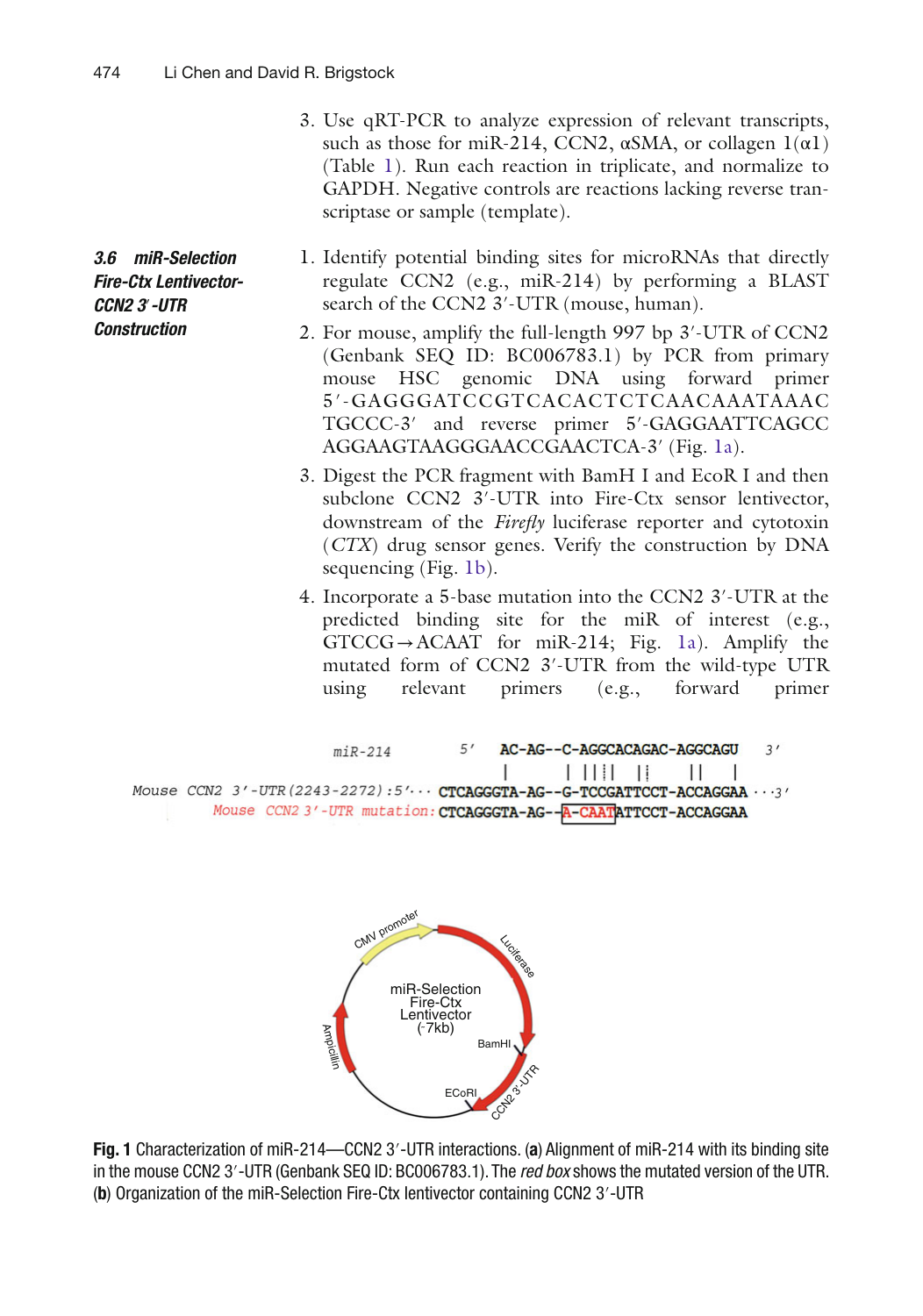3. Use qRT-PCR to analyze expression of relevant transcripts, such as those for miR-214, CCN2, αSMA, or collagen 1(α1) (Table 1). Run each reaction in triplicate, and normalize to GAPDH. Negative controls are reactions lacking reverse transcriptase or sample (template).

### 3.6 miR-Selection Fire-Ctx Lentivector-CCN2 3′-UTR Construction

1. Identify potential binding sites for microRNAs that directly regulate CCN2 (e.g., miR-214) by performing a BLAST search of the CCN2 3′-UTR (mouse, human).
2. For mouse, amplify the full-length 997 bp 3′-UTR of CCN2 (Genbank SEQ ID: BC006783.1) by PCR from primary mouse HSC genomic DNA using forward primer 5′-GAGGGATCCGTCACACTCTCAACAAATAAACTGCCC-3′ and reverse primer 5′-GAGGAATTCAGCCAGGAAGTAAGGGAACCGAACTCA-3′ (Fig. 1a).
3. Digest the PCR fragment with BamH I and EcoR I and then subclone CCN2 3′-UTR into Fire-Ctx sensor lentivector, downstream of the *Firefly* luciferase reporter and cytotoxin (*CTX*) drug sensor genes. Verify the construction by DNA sequencing (Fig. 1b).
4. Incorporate a 5-base mutation into the CCN2 3′-UTR at the predicted binding site for the miR of interest (e.g., GTCCG→ACAAT for miR-214; Fig. 1a). Amplify the mutated form of CCN2 3′-UTR from the wild-type UTR using relevant primers (e.g., forward primer

```
miR-214                          5'    AC-AG--C-AGGCACAGAC-AGGCAGU    3'
Mouse CCN2 3'-UTR(2243-2272):5'...  CTCAGGGTA-AG--G-TCCGATTCCT-ACCAGGAA ...3'
Mouse CCN2 3'-UTR mutation:         CTCAGGGTA-AG--A-CAATATTCCT-ACCAGGAA
```

**Fig. 1** Characterization of miR-214—CCN2 3′-UTR interactions. (**a**) Alignment of miR-214 with its binding site in the mouse CCN2 3′-UTR (Genbank SEQ ID: BC006783.1). The *red box* shows the mutated version of the UTR. (**b**) Organization of the miR-Selection Fire-Ctx lentivector containing CCN2 3′-UTR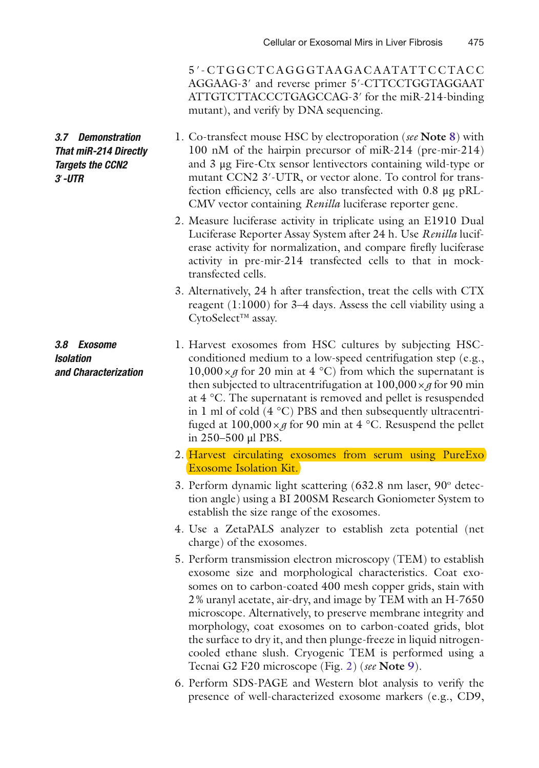5′-CTGGCTCAGGGTAAGACAATATTCCTACCAGGAAG-3′ and reverse primer 5′-CTTCCTGGTAGGAATATTGTCTTACCCTGAGCCAG-3′ for the miR-214-binding mutant), and verify by DNA sequencing.

### 3.7 Demonstration That miR-214 Directly Targets the CCN2 3′-UTR

1. Co-transfect mouse HSC by electroporation (*see* **Note 8**) with 100 nM of the hairpin precursor of miR-214 (pre-mir-214) and 3 μg Fire-Ctx sensor lentivectors containing wild-type or mutant CCN2 3′-UTR, or vector alone. To control for transfection efficiency, cells are also transfected with 0.8 μg pRL-CMV vector containing *Renilla* luciferase reporter gene.
2. Measure luciferase activity in triplicate using an E1910 Dual Luciferase Reporter Assay System after 24 h. Use *Renilla* luciferase activity for normalization, and compare firefly luciferase activity in pre-mir-214 transfected cells to that in mock-transfected cells.
3. Alternatively, 24 h after transfection, treat the cells with CTX reagent (1:1000) for 3–4 days. Assess the cell viability using a CytoSelect™ assay.

### 3.8 Exosome Isolation and Characterization

1. Harvest exosomes from HSC cultures by subjecting HSC-conditioned medium to a low-speed centrifugation step (e.g., 10,000 × *g* for 20 min at 4 °C) from which the supernatant is then subjected to ultracentrifugation at 100,000 × *g* for 90 min at 4 °C. The supernatant is removed and pellet is resuspended in 1 ml of cold (4 °C) PBS and then subsequently ultracentrifuged at 100,000 × *g* for 90 min at 4 °C. Resuspend the pellet in 250–500 μl PBS.
2. Harvest circulating exosomes from serum using PureExo Exosome Isolation Kit.
3. Perform dynamic light scattering (632.8 nm laser, 90° detection angle) using a BI 200SM Research Goniometer System to establish the size range of the exosomes.
4. Use a ZetaPALS analyzer to establish zeta potential (net charge) of the exosomes.
5. Perform transmission electron microscopy (TEM) to establish exosome size and morphological characteristics. Coat exosomes on to carbon-coated 400 mesh copper grids, stain with 2% uranyl acetate, air-dry, and image by TEM with an H-7650 microscope. Alternatively, to preserve membrane integrity and morphology, coat exosomes on to carbon-coated grids, blot the surface to dry it, and then plunge-freeze in liquid nitrogen-cooled ethane slush. Cryogenic TEM is performed using a Tecnai G2 F20 microscope (Fig. 2) (*see* **Note 9**).
6. Perform SDS-PAGE and Western blot analysis to verify the presence of well-characterized exosome markers (e.g., CD9,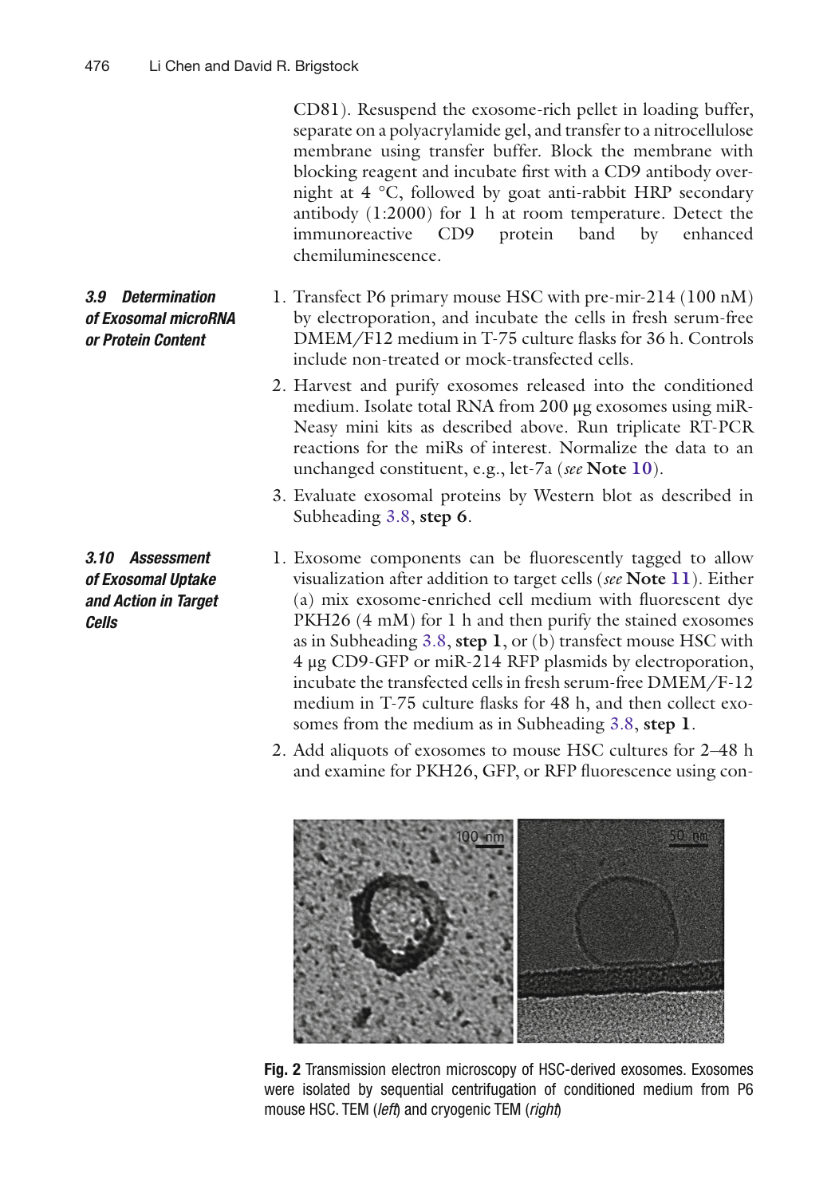CD81). Resuspend the exosome-rich pellet in loading buffer, separate on a polyacrylamide gel, and transfer to a nitrocellulose membrane using transfer buffer. Block the membrane with blocking reagent and incubate first with a CD9 antibody overnight at 4 °C, followed by goat anti-rabbit HRP secondary antibody (1:2000) for 1 h at room temperature. Detect the immunoreactive CD9 protein band by enhanced chemiluminescence.

### 3.9 Determination of Exosomal microRNA or Protein Content

1. Transfect P6 primary mouse HSC with pre-mir-214 (100 nM) by electroporation, and incubate the cells in fresh serum-free DMEM/F12 medium in T-75 culture flasks for 36 h. Controls include non-treated or mock-transfected cells.
2. Harvest and purify exosomes released into the conditioned medium. Isolate total RNA from 200 μg exosomes using miR-Neasy mini kits as described above. Run triplicate RT-PCR reactions for the miRs of interest. Normalize the data to an unchanged constituent, e.g., let-7a (*see* **Note 10**).
3. Evaluate exosomal proteins by Western blot as described in Subheading 3.8, **step 6**.

### 3.10 Assessment of Exosomal Uptake and Action in Target Cells

1. Exosome components can be fluorescently tagged to allow visualization after addition to target cells (*see* **Note 11**). Either (a) mix exosome-enriched cell medium with fluorescent dye PKH26 (4 mM) for 1 h and then purify the stained exosomes as in Subheading 3.8, **step 1**, or (b) transfect mouse HSC with 4 μg CD9-GFP or miR-214 RFP plasmids by electroporation, incubate the transfected cells in fresh serum-free DMEM/F-12 medium in T-75 culture flasks for 48 h, and then collect exosomes from the medium as in Subheading 3.8, **step 1**.
2. Add aliquots of exosomes to mouse HSC cultures for 2–48 h and examine for PKH26, GFP, or RFP fluorescence using con-

**Fig. 2** Transmission electron microscopy of HSC-derived exosomes. Exosomes were isolated by sequential centrifugation of conditioned medium from P6 mouse HSC. TEM (*left*) and cryogenic TEM (*right*)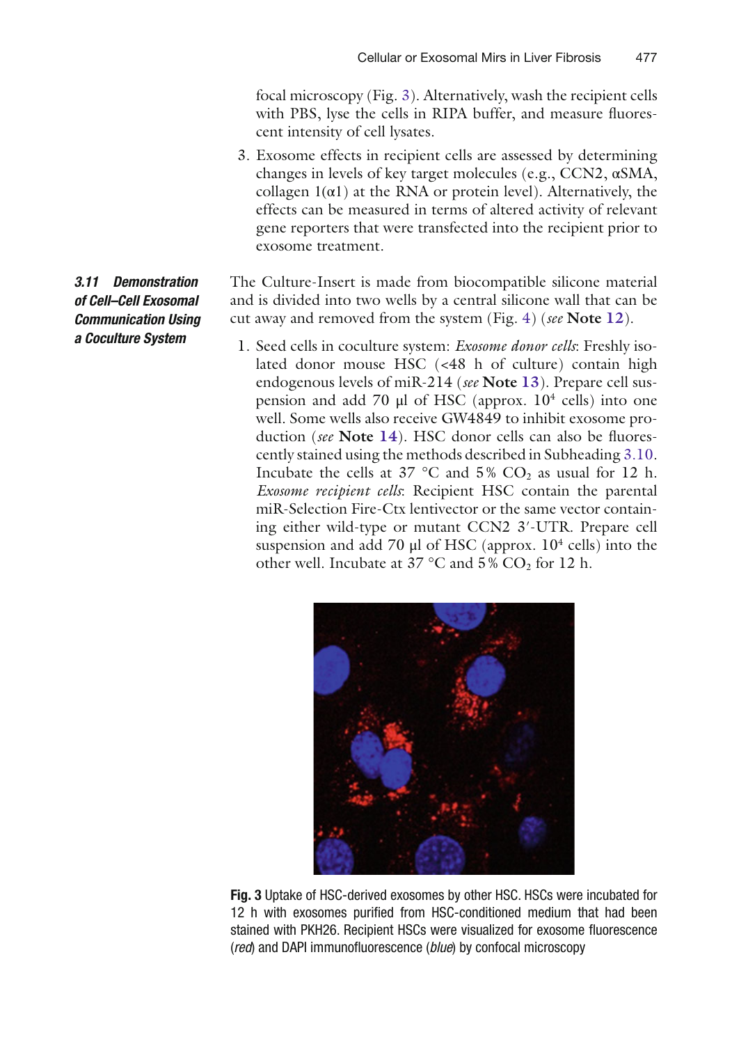focal microscopy (Fig. 3). Alternatively, wash the recipient cells with PBS, lyse the cells in RIPA buffer, and measure fluorescent intensity of cell lysates.

3. Exosome effects in recipient cells are assessed by determining changes in levels of key target molecules (e.g., CCN2, αSMA, collagen 1(α1) at the RNA or protein level). Alternatively, the effects can be measured in terms of altered activity of relevant gene reporters that were transfected into the recipient prior to exosome treatment.

### 3.11 Demonstration of Cell–Cell Exosomal Communication Using a Coculture System

The Culture-Insert is made from biocompatible silicone material and is divided into two wells by a central silicone wall that can be cut away and removed from the system (Fig. 4) (*see* **Note 12**).

1. Seed cells in coculture system: *Exosome donor cells*: Freshly isolated donor mouse HSC (<48 h of culture) contain high endogenous levels of miR-214 (*see* **Note 13**). Prepare cell suspension and add 70 μl of HSC (approx. $10^4$ cells) into one well. Some wells also receive GW4849 to inhibit exosome production (*see* **Note 14**). HSC donor cells can also be fluorescently stained using the methods described in Subheading 3.10. Incubate the cells at 37 °C and 5% $CO_2$ as usual for 12 h. *Exosome recipient cells*: Recipient HSC contain the parental miR-Selection Fire-Ctx lentivector or the same vector containing either wild-type or mutant CCN2 3′-UTR. Prepare cell suspension and add 70 μl of HSC (approx. $10^4$ cells) into the other well. Incubate at 37 °C and 5% $CO_2$ for 12 h.

**Fig. 3** Uptake of HSC-derived exosomes by other HSC. HSCs were incubated for 12 h with exosomes purified from HSC-conditioned medium that had been stained with PKH26. Recipient HSCs were visualized for exosome fluorescence (*red*) and DAPI immunofluorescence (*blue*) by confocal microscopy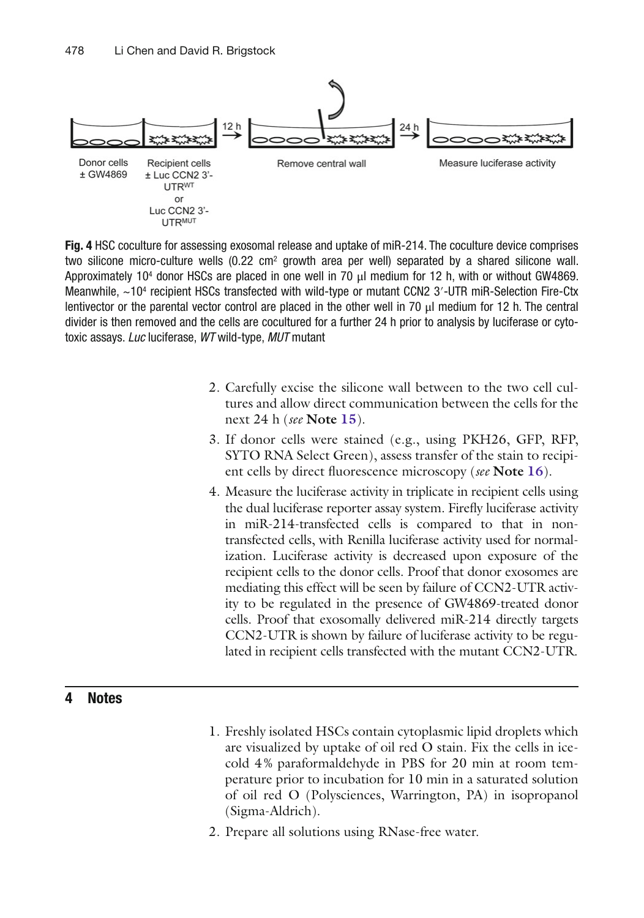Donor cells ± GW4869

Recipient cells ± Luc CCN2 3′-UTR$^{WT}$ or Luc CCN2 3′-UTR$^{MUT}$

12 h → Remove central wall → 24 h → Measure luciferase activity

**Fig. 4** HSC coculture for assessing exosomal release and uptake of miR-214. The coculture device comprises two silicone micro-culture wells (0.22 cm$^2$ growth area per well) separated by a shared silicone wall. Approximately $10^4$ donor HSCs are placed in one well in 70 μl medium for 12 h, with or without GW4869. Meanwhile, ~$10^4$ recipient HSCs transfected with wild-type or mutant CCN2 3′-UTR miR-Selection Fire-Ctx lentivector or the parental vector control are placed in the other well in 70 μl medium for 12 h. The central divider is then removed and the cells are cocultured for a further 24 h prior to analysis by luciferase or cytotoxic assays. *Luc* luciferase, *WT* wild-type, *MUT* mutant

2. Carefully excise the silicone wall between to the two cell cultures and allow direct communication between the cells for the next 24 h (*see* **Note 15**).
3. If donor cells were stained (e.g., using PKH26, GFP, RFP, SYTO RNA Select Green), assess transfer of the stain to recipient cells by direct fluorescence microscopy (*see* **Note 16**).
4. Measure the luciferase activity in triplicate in recipient cells using the dual luciferase reporter assay system. Firefly luciferase activity in miR-214-transfected cells is compared to that in non-transfected cells, with Renilla luciferase activity used for normalization. Luciferase activity is decreased upon exposure of the recipient cells to the donor cells. Proof that donor exosomes are mediating this effect will be seen by failure of CCN2-UTR activity to be regulated in the presence of GW4869-treated donor cells. Proof that exosomally delivered miR-214 directly targets CCN2-UTR is shown by failure of luciferase activity to be regulated in recipient cells transfected with the mutant CCN2-UTR.

## 4 Notes

1. Freshly isolated HSCs contain cytoplasmic lipid droplets which are visualized by uptake of oil red O stain. Fix the cells in ice-cold 4% paraformaldehyde in PBS for 20 min at room temperature prior to incubation for 10 min in a saturated solution of oil red O (Polysciences, Warrington, PA) in isopropanol (Sigma-Aldrich).
2. Prepare all solutions using RNase-free water.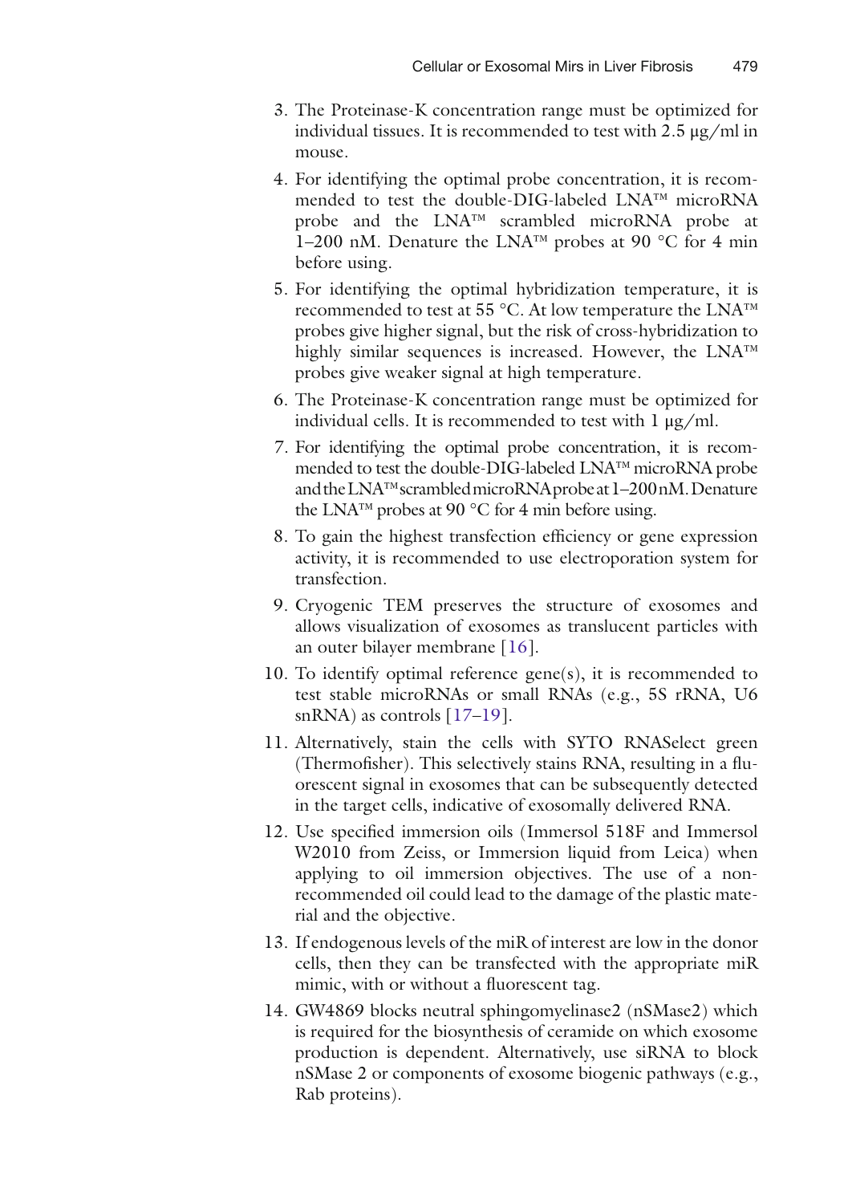3. The Proteinase-K concentration range must be optimized for individual tissues. It is recommended to test with 2.5 μg/ml in mouse.
4. For identifying the optimal probe concentration, it is recommended to test the double-DIG-labeled LNA™ microRNA probe and the LNA™ scrambled microRNA probe at 1–200 nM. Denature the LNA™ probes at 90 °C for 4 min before using.
5. For identifying the optimal hybridization temperature, it is recommended to test at 55 °C. At low temperature the LNA™ probes give higher signal, but the risk of cross-hybridization to highly similar sequences is increased. However, the LNA™ probes give weaker signal at high temperature.
6. The Proteinase-K concentration range must be optimized for individual cells. It is recommended to test with 1 μg/ml.
7. For identifying the optimal probe concentration, it is recommended to test the double-DIG-labeled LNA™ microRNA probe and the LNA™ scrambled microRNA probe at 1–200 nM. Denature the LNA™ probes at 90 °C for 4 min before using.
8. To gain the highest transfection efficiency or gene expression activity, it is recommended to use electroporation system for transfection.
9. Cryogenic TEM preserves the structure of exosomes and allows visualization of exosomes as translucent particles with an outer bilayer membrane [16].
10. To identify optimal reference gene(s), it is recommended to test stable microRNAs or small RNAs (e.g., 5S rRNA, U6 snRNA) as controls [17–19].
11. Alternatively, stain the cells with SYTO RNASelect green (Thermofisher). This selectively stains RNA, resulting in a fluorescent signal in exosomes that can be subsequently detected in the target cells, indicative of exosomally delivered RNA.
12. Use specified immersion oils (Immersol 518F and Immersol W2010 from Zeiss, or Immersion liquid from Leica) when applying to oil immersion objectives. The use of a non-recommended oil could lead to the damage of the plastic material and the objective.
13. If endogenous levels of the miR of interest are low in the donor cells, then they can be transfected with the appropriate miR mimic, with or without a fluorescent tag.
14. GW4869 blocks neutral sphingomyelinase2 (nSMase2) which is required for the biosynthesis of ceramide on which exosome production is dependent. Alternatively, use siRNA to block nSMase 2 or components of exosome biogenic pathways (e.g., Rab proteins).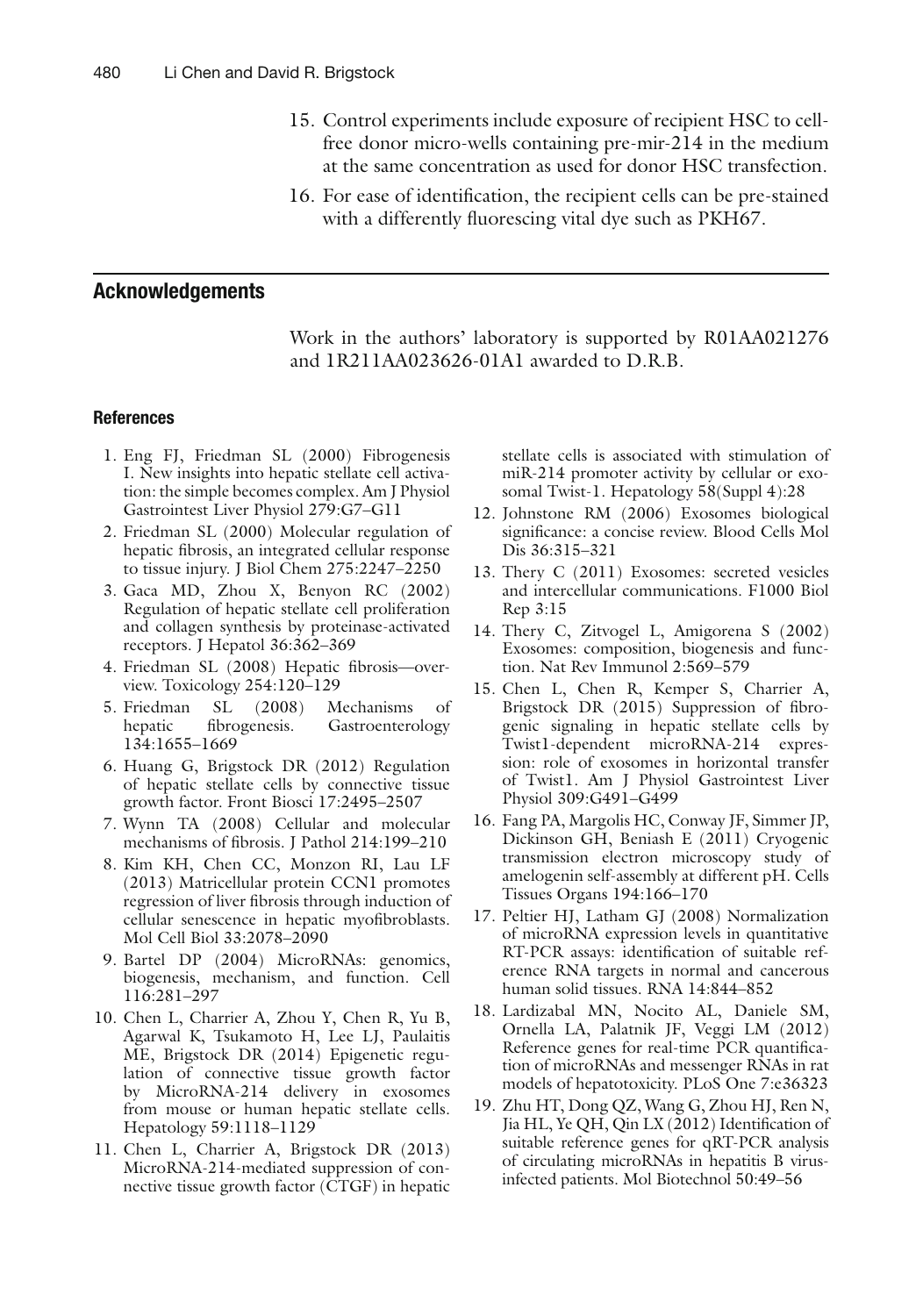15. Control experiments include exposure of recipient HSC to cell-free donor micro-wells containing pre-mir-214 in the medium at the same concentration as used for donor HSC transfection.
16. For ease of identification, the recipient cells can be pre-stained with a differently fluorescing vital dye such as PKH67.

## Acknowledgements

Work in the authors' laboratory is supported by R01AA021276 and 1R211AA023626-01A1 awarded to D.R.B.

### References

1. Eng FJ, Friedman SL (2000) Fibrogenesis I. New insights into hepatic stellate cell activation: the simple becomes complex. Am J Physiol Gastrointest Liver Physiol 279:G7–G11
2. Friedman SL (2000) Molecular regulation of hepatic fibrosis, an integrated cellular response to tissue injury. J Biol Chem 275:2247–2250
3. Gaca MD, Zhou X, Benyon RC (2002) Regulation of hepatic stellate cell proliferation and collagen synthesis by proteinase-activated receptors. J Hepatol 36:362–369
4. Friedman SL (2008) Hepatic fibrosis—overview. Toxicology 254:120–129
5. Friedman SL (2008) Mechanisms of hepatic fibrogenesis. Gastroenterology 134:1655–1669
6. Huang G, Brigstock DR (2012) Regulation of hepatic stellate cells by connective tissue growth factor. Front Biosci 17:2495–2507
7. Wynn TA (2008) Cellular and molecular mechanisms of fibrosis. J Pathol 214:199–210
8. Kim KH, Chen CC, Monzon RI, Lau LF (2013) Matricellular protein CCN1 promotes regression of liver fibrosis through induction of cellular senescence in hepatic myofibroblasts. Mol Cell Biol 33:2078–2090
9. Bartel DP (2004) MicroRNAs: genomics, biogenesis, mechanism, and function. Cell 116:281–297
10. Chen L, Charrier A, Zhou Y, Chen R, Yu B, Agarwal K, Tsukamoto H, Lee LJ, Paulaitis ME, Brigstock DR (2014) Epigenetic regulation of connective tissue growth factor by MicroRNA-214 delivery in exosomes from mouse or human hepatic stellate cells. Hepatology 59:1118–1129
11. Chen L, Charrier A, Brigstock DR (2013) MicroRNA-214-mediated suppression of connective tissue growth factor (CTGF) in hepatic stellate cells is associated with stimulation of miR-214 promoter activity by cellular or exosomal Twist-1. Hepatology 58(Suppl 4):28
12. Johnstone RM (2006) Exosomes biological significance: a concise review. Blood Cells Mol Dis 36:315–321
13. Thery C (2011) Exosomes: secreted vesicles and intercellular communications. F1000 Biol Rep 3:15
14. Thery C, Zitvogel L, Amigorena S (2002) Exosomes: composition, biogenesis and function. Nat Rev Immunol 2:569–579
15. Chen L, Chen R, Kemper S, Charrier A, Brigstock DR (2015) Suppression of fibrogenic signaling in hepatic stellate cells by Twist1-dependent microRNA-214 expression: role of exosomes in horizontal transfer of Twist1. Am J Physiol Gastrointest Liver Physiol 309:G491–G499
16. Fang PA, Margolis HC, Conway JF, Simmer JP, Dickinson GH, Beniash E (2011) Cryogenic transmission electron microscopy study of amelogenin self-assembly at different pH. Cells Tissues Organs 194:166–170
17. Peltier HJ, Latham GJ (2008) Normalization of microRNA expression levels in quantitative RT-PCR assays: identification of suitable reference RNA targets in normal and cancerous human solid tissues. RNA 14:844–852
18. Lardizabal MN, Nocito AL, Daniele SM, Ornella LA, Palatnik JF, Veggi LM (2012) Reference genes for real-time PCR quantification of microRNAs and messenger RNAs in rat models of hepatotoxicity. PLoS One 7:e36323
19. Zhu HT, Dong QZ, Wang G, Zhou HJ, Ren N, Jia HL, Ye QH, Qin LX (2012) Identification of suitable reference genes for qRT-PCR analysis of circulating microRNAs in hepatitis B virus-infected patients. Mol Biotechnol 50:49–56